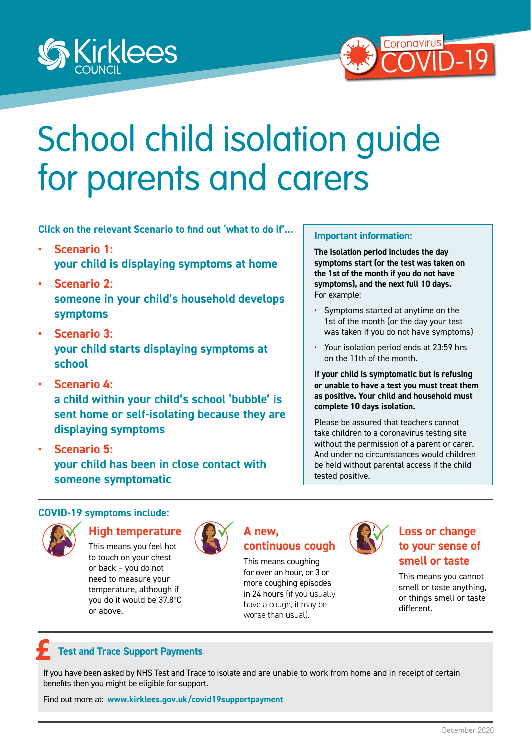Kirklees COUNCIL

Coronavirus COVID-19

# School child isolation guide for parents and carers

**Click on the relevant Scenario to find out 'what to do if'...**

- **Scenario 1:** **your child is displaying symptoms at home**
- **Scenario 2:** **someone in your child's household develops symptoms**
- **Scenario 3:** **your child starts displaying symptoms at school**
- **Scenario 4:** **a child within your child's school 'bubble' is sent home or self-isolating because they are displaying symptoms**
- **Scenario 5:** **your child has been in close contact with someone symptomatic**

### Important information:

**The isolation period includes the day symptoms start (or the test was taken on the 1st of the month if you do not have symptoms), and the next full 10 days.** For example:

- Symptoms started at anytime on the 1st of the month (or the day your test was taken if you do not have symptoms)
- Your isolation period ends at 23:59 hrs on the 11th of the month.

**If your child is symptomatic but is refusing or unable to have a test you must treat them as positive. Your child and household must complete 10 days isolation.**

Please be assured that teachers cannot take children to a coronavirus testing site without the permission of a parent or carer. And under no circumstances would children be held without parental access if the child tested positive.

### COVID-19 symptoms include:

**High temperature**

This means you feel hot to touch on your chest or back – you do not need to measure your temperature, although if you do it would be 37.8°C or above.

**A new, continuous cough**

This means coughing for over an hour, or 3 or more coughing episodes in 24 hours (if you usually have a cough, it may be worse than usual).

**Loss or change to your sense of smell or taste**

This means you cannot smell or taste anything, or things smell or taste different.

### £ Test and Trace Support Payments

If you have been asked by NHS Test and Trace to isolate and are unable to work from home and in receipt of certain benefits then you might be eligible for support.

Find out more at: **www.kirklees.gov.uk/covid19supportpayment**

December 2020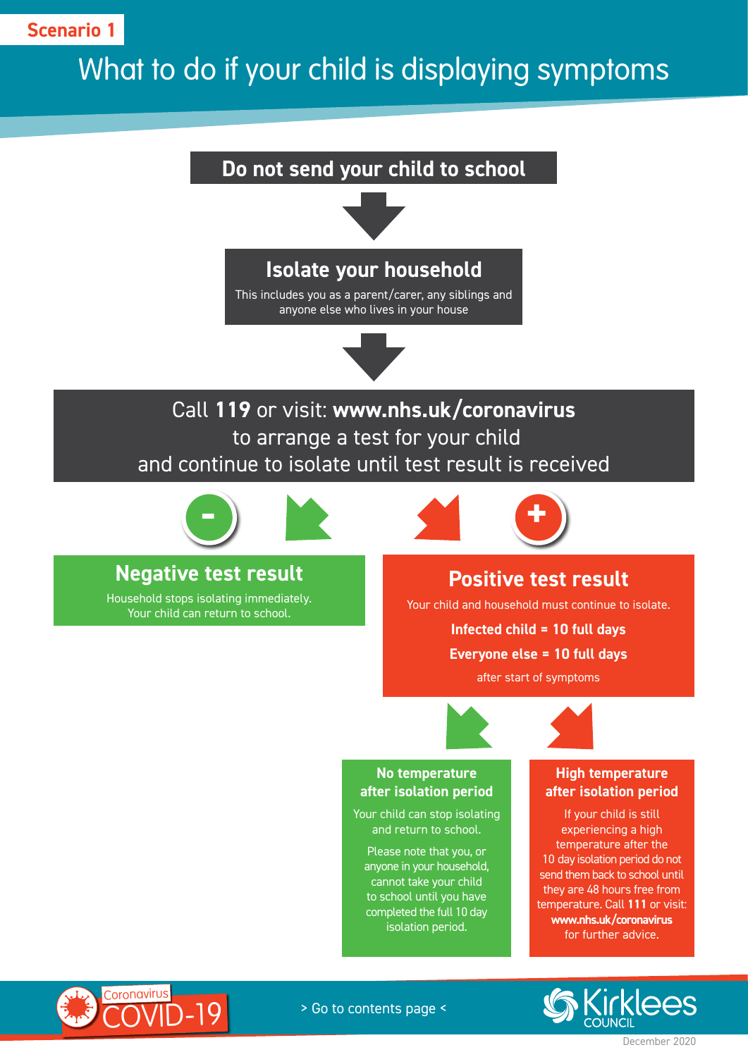Scenario 1

# What to do if your child is displaying symptoms

**Do not send your child to school**

**Isolate your household**

This includes you as a parent/carer, any siblings and anyone else who lives in your house

Call **119** or visit: **www.nhs.uk/coronavirus** to arrange a test for your child and continue to isolate until test result is received

## Negative test result

Household stops isolating immediately. Your child can return to school.

## Positive test result

Your child and household must continue to isolate.

**Infected child = 10 full days**

**Everyone else = 10 full days**

after start of symptoms

### No temperature after isolation period

Your child can stop isolating and return to school.

Please note that you, or anyone in your household, cannot take your child to school until you have completed the full 10 day isolation period.

### High temperature after isolation period

If your child is still experiencing a high temperature after the 10 day isolation period do not send them back to school until they are 48 hours free from temperature. Call **111** or visit: **www.nhs.uk/coronavirus** for further advice.

Coronavirus COVID-19

> Go to contents page <

Kirklees COUNCIL

December 2020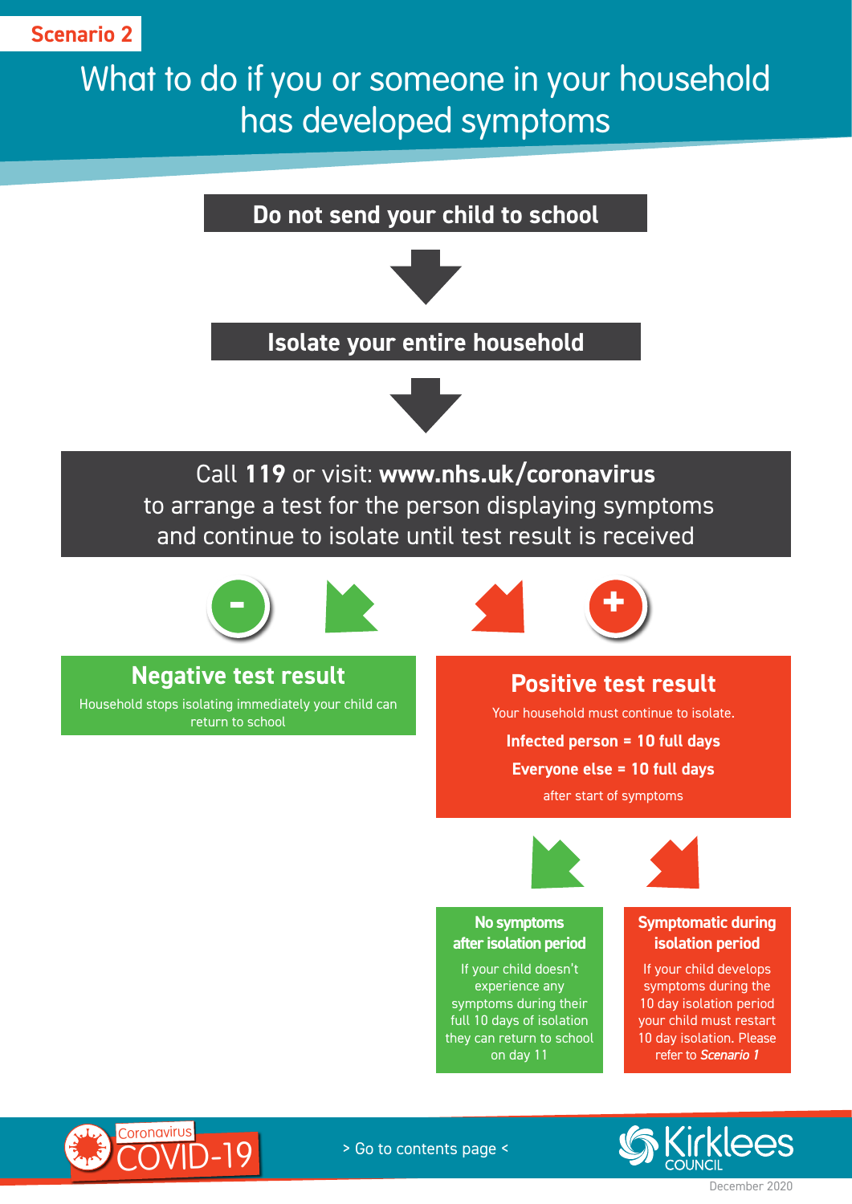**Scenario 2**

# What to do if you or someone in your household has developed symptoms

**Do not send your child to school**

**Isolate your entire household**

Call **119** or visit: **www.nhs.uk/coronavirus** to arrange a test for the person displaying symptoms and continue to isolate until test result is received

## Negative test result

Household stops isolating immediately your child can return to school

## Positive test result

Your household must continue to isolate.

**Infected person = 10 full days**

**Everyone else = 10 full days**

after start of symptoms

### No symptoms after isolation period

If your child doesn't experience any symptoms during their full 10 days of isolation they can return to school on day 11

### Symptomatic during isolation period

If your child develops symptoms during the 10 day isolation period your child must restart 10 day isolation. Please refer to *Scenario 1*

Coronavirus COVID-19

> Go to contents page <

Kirklees COUNCIL

December 2020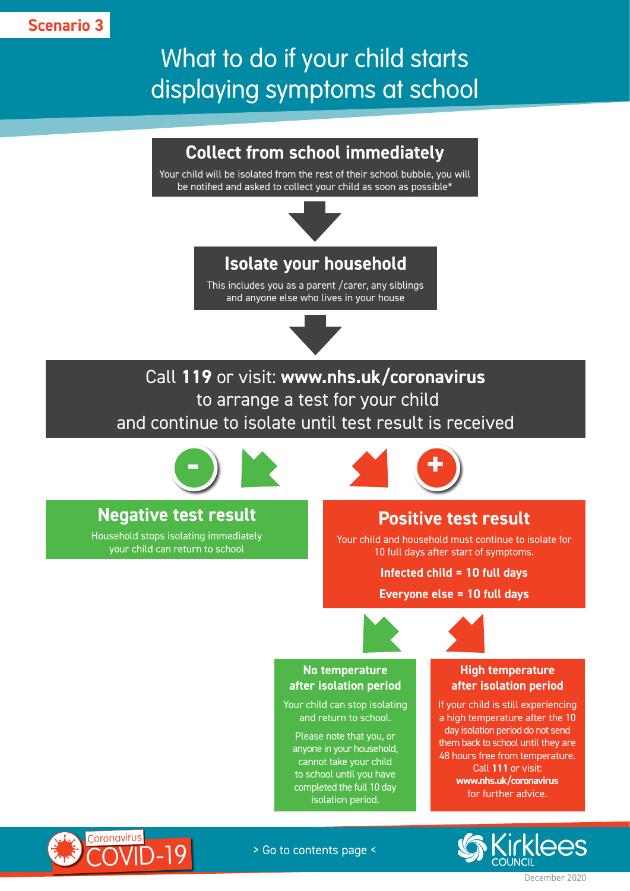**Scenario 3**

# What to do if your child starts displaying symptoms at school

## Collect from school immediately

Your child will be isolated from the rest of their school bubble, you will be notified and asked to collect your child as soon as possible*

## Isolate your household

This includes you as a parent /carer, any siblings and anyone else who lives in your house

Call **119** or visit: **www.nhs.uk/coronavirus** to arrange a test for your child and continue to isolate until test result is received

## Negative test result

Household stops isolating immediately your child can return to school

## Positive test result

Your child and household must continue to isolate for 10 full days after start of symptoms.

**Infected child = 10 full days**

**Everyone else = 10 full days**

### No temperature after isolation period

Your child can stop isolating and return to school.

Please note that you, or anyone in your household, cannot take your child to school until you have completed the full 10 day isolation period.

### High temperature after isolation period

If your child is still experiencing a high temperature after the 10 day isolation period do not send them back to school until they are 48 hours free from temperature. Call **111** or visit: **www.nhs.uk/coronavirus** for further advice.

Coronavirus COVID-19

> Go to contents page <

Kirklees COUNCIL

December 2020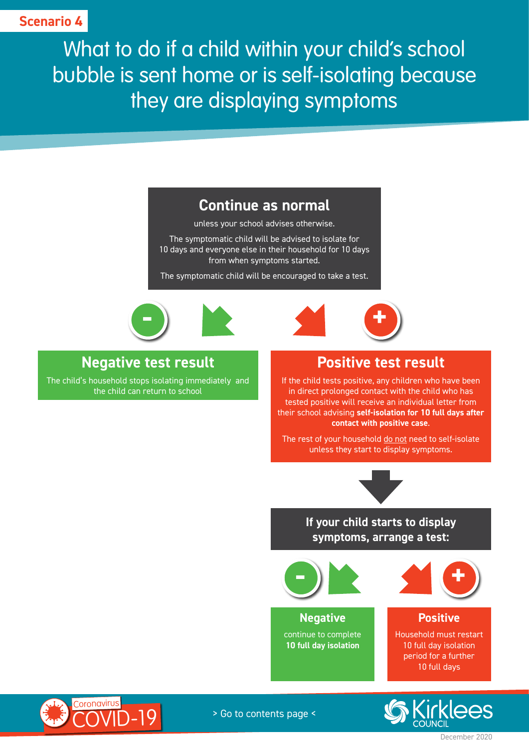Scenario 4

# What to do if a child within your child's school bubble is sent home or is self-isolating because they are displaying symptoms

## Continue as normal

unless your school advises otherwise.

The symptomatic child will be advised to isolate for 10 days and everyone else in their household for 10 days from when symptoms started.

The symptomatic child will be encouraged to take a test.

### Negative test result

The child's household stops isolating immediately and the child can return to school

### Positive test result

If the child tests positive, any children who have been in direct prolonged contact with the child who has tested positive will receive an individual letter from their school advising **self-isolation for 10 full days after contact with positive case**.

The rest of your household do not need to self-isolate unless they start to display symptoms.

### If your child starts to display symptoms, arrange a test:

**Negative**

continue to complete **10 full day isolation**

**Positive**

Household must restart 10 full day isolation period for a further 10 full days

> Go to contents page <

December 2020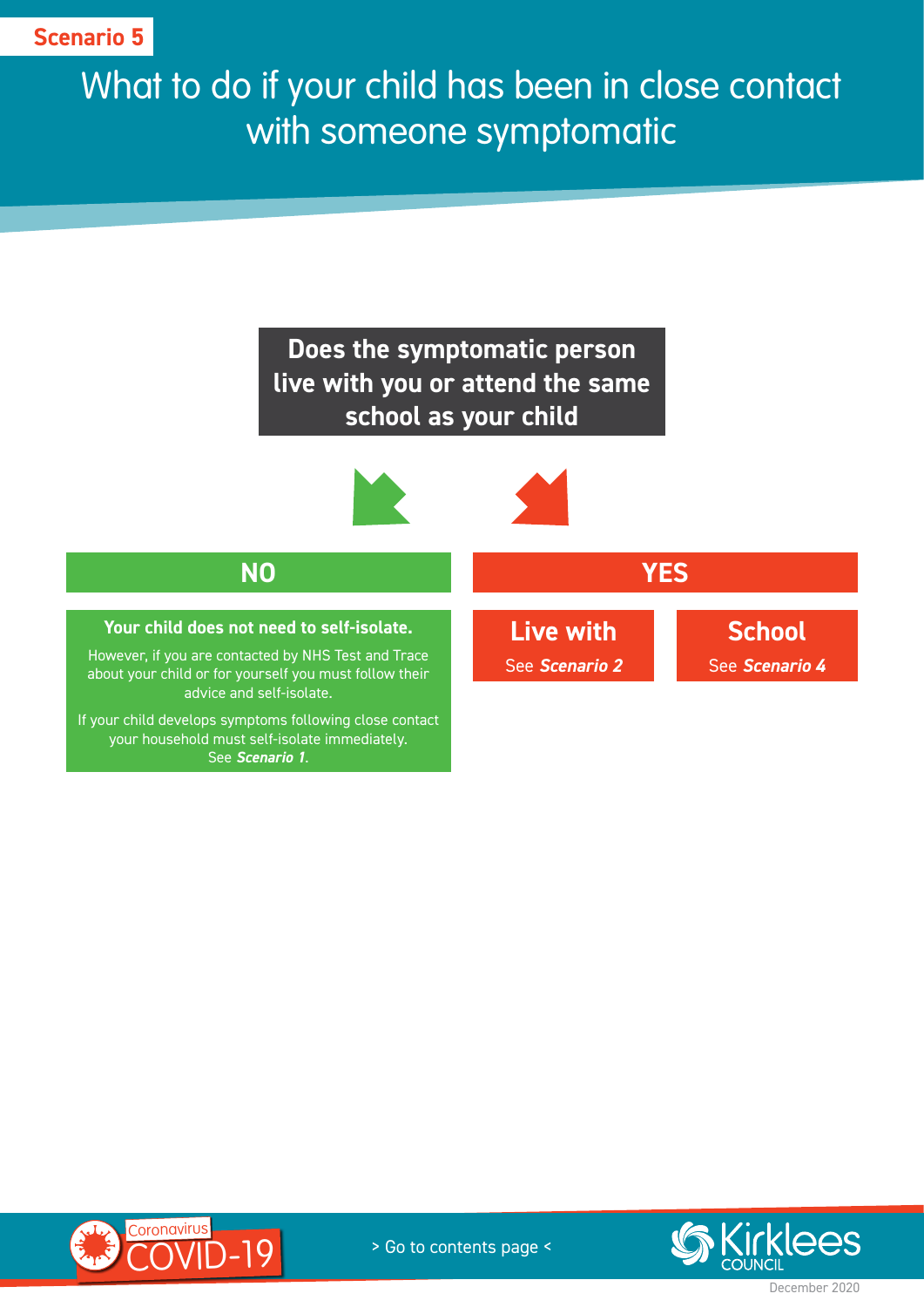Scenario 5

# What to do if your child has been in close contact with someone symptomatic

**Does the symptomatic person live with you or attend the same school as your child**

## NO

**Your child does not need to self-isolate.**

However, if you are contacted by NHS Test and Trace about your child or for yourself you must follow their advice and self-isolate.

If your child develops symptoms following close contact your household must self-isolate immediately.
See ***Scenario 1***.

## YES

**Live with**
See ***Scenario 2***

**School**
See ***Scenario 4***

> Go to contents page <

December 2020